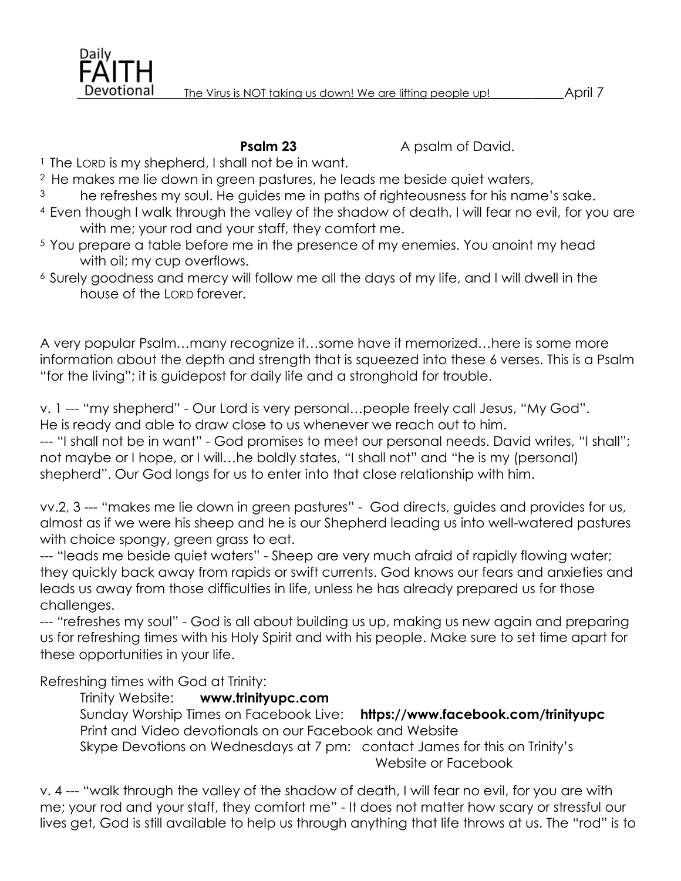Daily **FAITH** Devotional — The Virus is NOT taking us down! We are lifting people up! — April 7

**Psalm 23** A psalm of David.

[1] The LORD is my shepherd, I shall not be in want.
[2] He makes me lie down in green pastures, he leads me beside quiet waters,
[3] he refreshes my soul. He guides me in paths of righteousness for his name's sake.
[4] Even though I walk through the valley of the shadow of death, I will fear no evil, for you are with me; your rod and your staff, they comfort me.
[5] You prepare a table before me in the presence of my enemies. You anoint my head with oil; my cup overflows.
[6] Surely goodness and mercy will follow me all the days of my life, and I will dwell in the house of the LORD forever.

A very popular Psalm…many recognize it…some have it memorized…here is some more information about the depth and strength that is squeezed into these 6 verses. This is a Psalm "for the living"; it is guidepost for daily life and a stronghold for trouble.

v. 1 --- "my shepherd" - Our Lord is very personal…people freely call Jesus, "My God". He is ready and able to draw close to us whenever we reach out to him.
--- "I shall not be in want" - God promises to meet our personal needs. David writes, "I shall"; not maybe or I hope, or I will…he boldly states, "I shall not" and "he is my (personal) shepherd". Our God longs for us to enter into that close relationship with him.

vv.2, 3 --- "makes me lie down in green pastures" - God directs, guides and provides for us, almost as if we were his sheep and he is our Shepherd leading us into well-watered pastures with choice spongy, green grass to eat.
--- "leads me beside quiet waters" - Sheep are very much afraid of rapidly flowing water; they quickly back away from rapids or swift currents. God knows our fears and anxieties and leads us away from those difficulties in life, unless he has already prepared us for those challenges.
--- "refreshes my soul" - God is all about building us up, making us new again and preparing us for refreshing times with his Holy Spirit and with his people. Make sure to set time apart for these opportunities in your life.

Refreshing times with God at Trinity:

Trinity Website: **www.trinityupc.com**
Sunday Worship Times on Facebook Live: **https://www.facebook.com/trinityupc**
Print and Video devotionals on our Facebook and Website
Skype Devotions on Wednesdays at 7 pm: contact James for this on Trinity's Website or Facebook

v. 4 --- "walk through the valley of the shadow of death, I will fear no evil, for you are with me; your rod and your staff, they comfort me" - It does not matter how scary or stressful our lives get, God is still available to help us through anything that life throws at us. The "rod" is to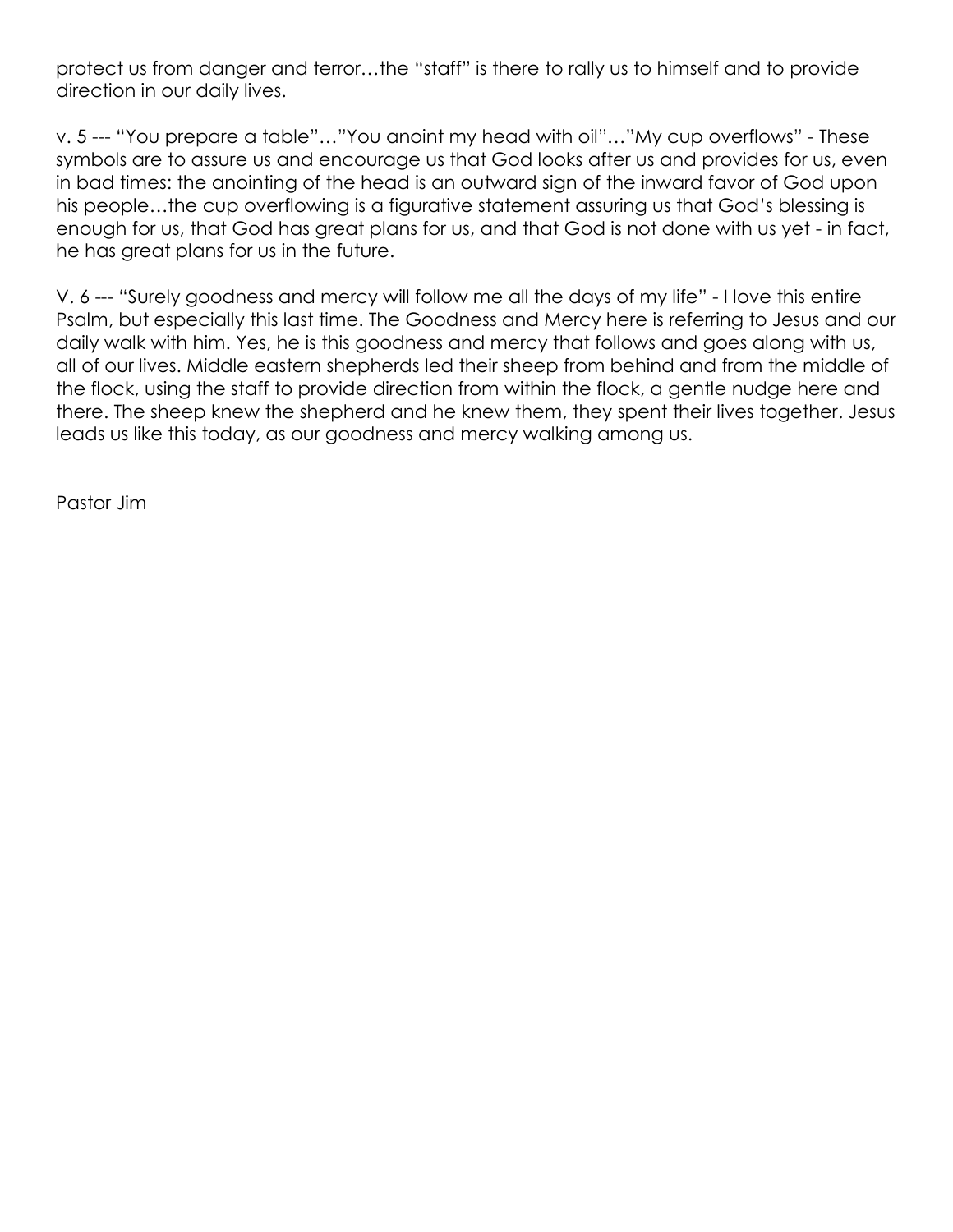protect us from danger and terror…the "staff" is there to rally us to himself and to provide direction in our daily lives.

v. 5 --- "You prepare a table"…"You anoint my head with oil"…"My cup overflows" - These symbols are to assure us and encourage us that God looks after us and provides for us, even in bad times: the anointing of the head is an outward sign of the inward favor of God upon his people…the cup overflowing is a figurative statement assuring us that God's blessing is enough for us, that God has great plans for us, and that God is not done with us yet - in fact, he has great plans for us in the future.

V. 6 --- "Surely goodness and mercy will follow me all the days of my life" - I love this entire Psalm, but especially this last time. The Goodness and Mercy here is referring to Jesus and our daily walk with him. Yes, he is this goodness and mercy that follows and goes along with us, all of our lives. Middle eastern shepherds led their sheep from behind and from the middle of the flock, using the staff to provide direction from within the flock, a gentle nudge here and there. The sheep knew the shepherd and he knew them, they spent their lives together. Jesus leads us like this today, as our goodness and mercy walking among us.

Pastor Jim